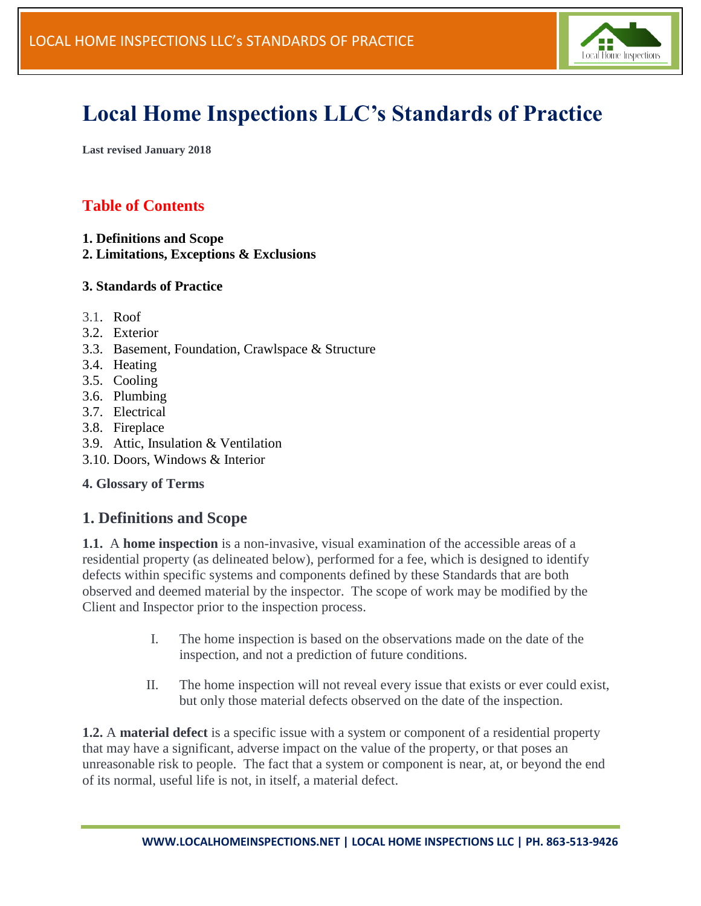# Local Home Inspections LLC's Standards of Practice

**Last revised January 2018**

## Table of Contents

**1. Definitions and Scope**
**2. Limitations, Exceptions & Exclusions**

**3. Standards of Practice**

3.1. Roof
3.2. Exterior
3.3. Basement, Foundation, Crawlspace & Structure
3.4. Heating
3.5. Cooling
3.6. Plumbing
3.7. Electrical
3.8. Fireplace
3.9. Attic, Insulation & Ventilation
3.10. Doors, Windows & Interior

**4. Glossary of Terms**

## 1. Definitions and Scope

**1.1.** A **home inspection** is a non-invasive, visual examination of the accessible areas of a residential property (as delineated below), performed for a fee, which is designed to identify defects within specific systems and components defined by these Standards that are both observed and deemed material by the inspector. The scope of work may be modified by the Client and Inspector prior to the inspection process.

I. The home inspection is based on the observations made on the date of the inspection, and not a prediction of future conditions.

II. The home inspection will not reveal every issue that exists or ever could exist, but only those material defects observed on the date of the inspection.

**1.2.** A **material defect** is a specific issue with a system or component of a residential property that may have a significant, adverse impact on the value of the property, or that poses an unreasonable risk to people. The fact that a system or component is near, at, or beyond the end of its normal, useful life is not, in itself, a material defect.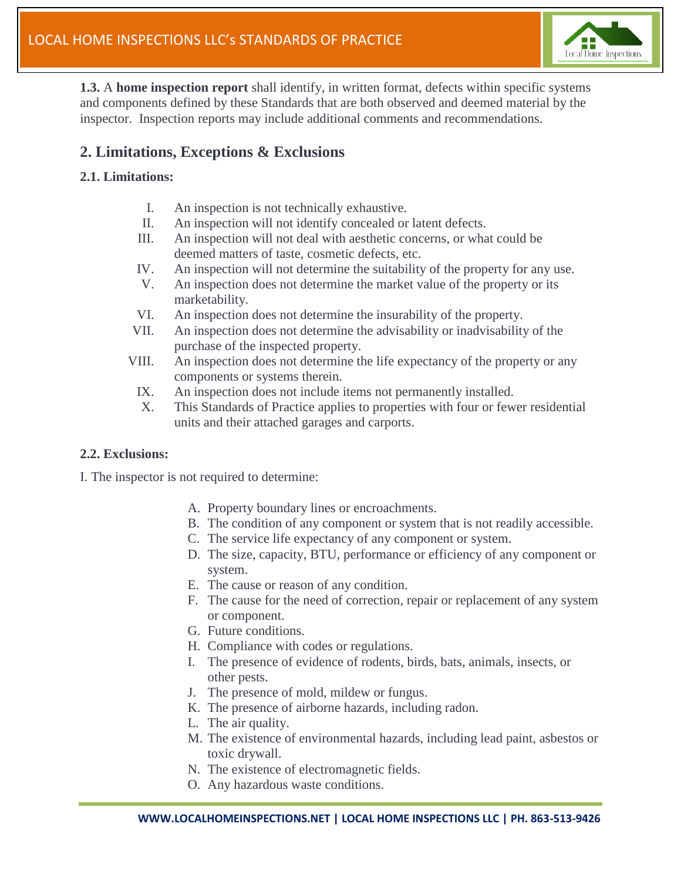**1.3.** A **home inspection report** shall identify, in written format, defects within specific systems and components defined by these Standards that are both observed and deemed material by the inspector. Inspection reports may include additional comments and recommendations.

## 2. Limitations, Exceptions & Exclusions

### 2.1. Limitations:

I. An inspection is not technically exhaustive.
II. An inspection will not identify concealed or latent defects.
III. An inspection will not deal with aesthetic concerns, or what could be deemed matters of taste, cosmetic defects, etc.
IV. An inspection will not determine the suitability of the property for any use.
V. An inspection does not determine the market value of the property or its marketability.
VI. An inspection does not determine the insurability of the property.
VII. An inspection does not determine the advisability or inadvisability of the purchase of the inspected property.
VIII. An inspection does not determine the life expectancy of the property or any components or systems therein.
IX. An inspection does not include items not permanently installed.
X. This Standards of Practice applies to properties with four or fewer residential units and their attached garages and carports.

### 2.2. Exclusions:

I. The inspector is not required to determine:

A. Property boundary lines or encroachments.
B. The condition of any component or system that is not readily accessible.
C. The service life expectancy of any component or system.
D. The size, capacity, BTU, performance or efficiency of any component or system.
E. The cause or reason of any condition.
F. The cause for the need of correction, repair or replacement of any system or component.
G. Future conditions.
H. Compliance with codes or regulations.
I. The presence of evidence of rodents, birds, bats, animals, insects, or other pests.
J. The presence of mold, mildew or fungus.
K. The presence of airborne hazards, including radon.
L. The air quality.
M. The existence of environmental hazards, including lead paint, asbestos or toxic drywall.
N. The existence of electromagnetic fields.
O. Any hazardous waste conditions.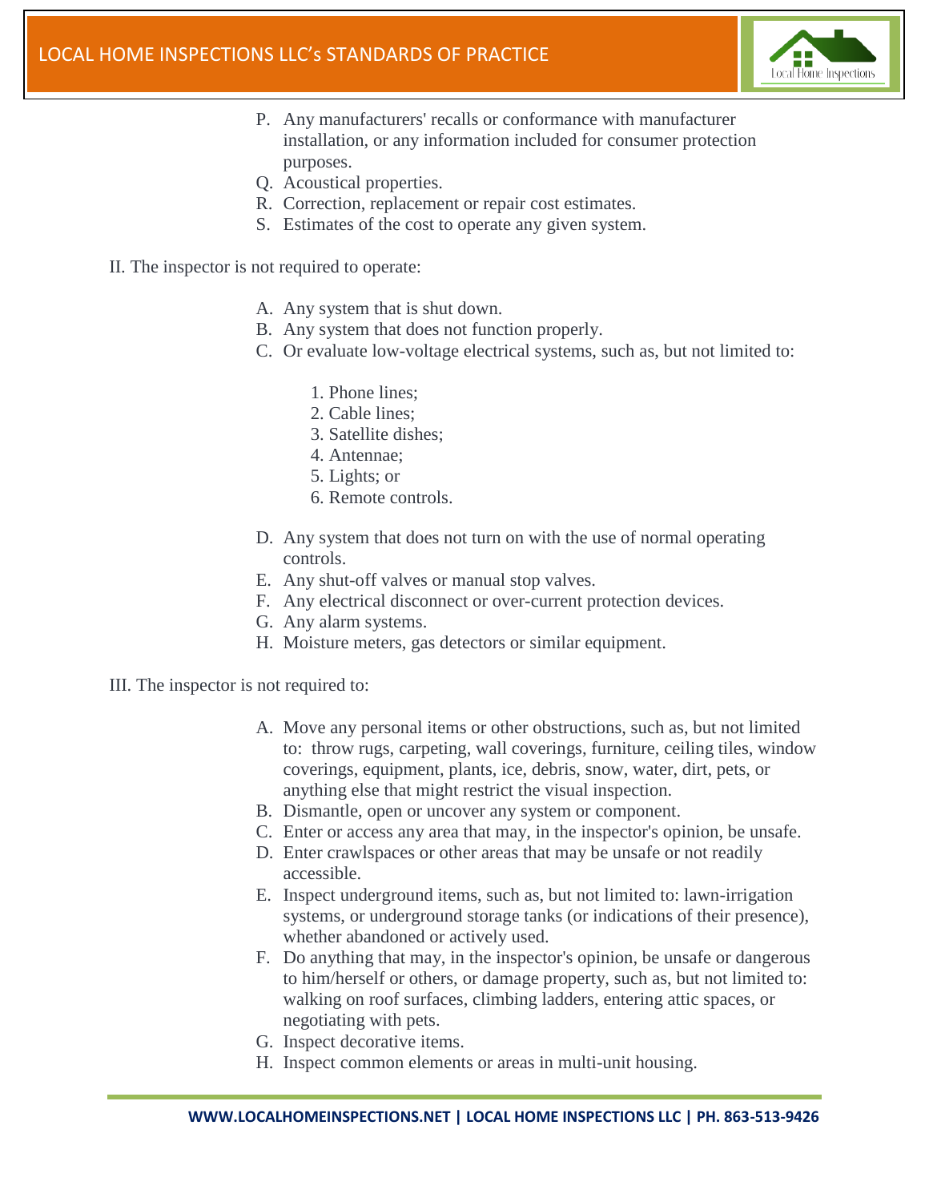P. Any manufacturers' recalls or conformance with manufacturer installation, or any information included for consumer protection purposes.
Q. Acoustical properties.
R. Correction, replacement or repair cost estimates.
S. Estimates of the cost to operate any given system.

II. The inspector is not required to operate:

A. Any system that is shut down.
B. Any system that does not function properly.
C. Or evaluate low-voltage electrical systems, such as, but not limited to:

    1. Phone lines;
    2. Cable lines;
    3. Satellite dishes;
    4. Antennae;
    5. Lights; or
    6. Remote controls.

D. Any system that does not turn on with the use of normal operating controls.
E. Any shut-off valves or manual stop valves.
F. Any electrical disconnect or over-current protection devices.
G. Any alarm systems.
H. Moisture meters, gas detectors or similar equipment.

III. The inspector is not required to:

A. Move any personal items or other obstructions, such as, but not limited to: throw rugs, carpeting, wall coverings, furniture, ceiling tiles, window coverings, equipment, plants, ice, debris, snow, water, dirt, pets, or anything else that might restrict the visual inspection.
B. Dismantle, open or uncover any system or component.
C. Enter or access any area that may, in the inspector's opinion, be unsafe.
D. Enter crawlspaces or other areas that may be unsafe or not readily accessible.
E. Inspect underground items, such as, but not limited to: lawn-irrigation systems, or underground storage tanks (or indications of their presence), whether abandoned or actively used.
F. Do anything that may, in the inspector's opinion, be unsafe or dangerous to him/herself or others, or damage property, such as, but not limited to: walking on roof surfaces, climbing ladders, entering attic spaces, or negotiating with pets.
G. Inspect decorative items.
H. Inspect common elements or areas in multi-unit housing.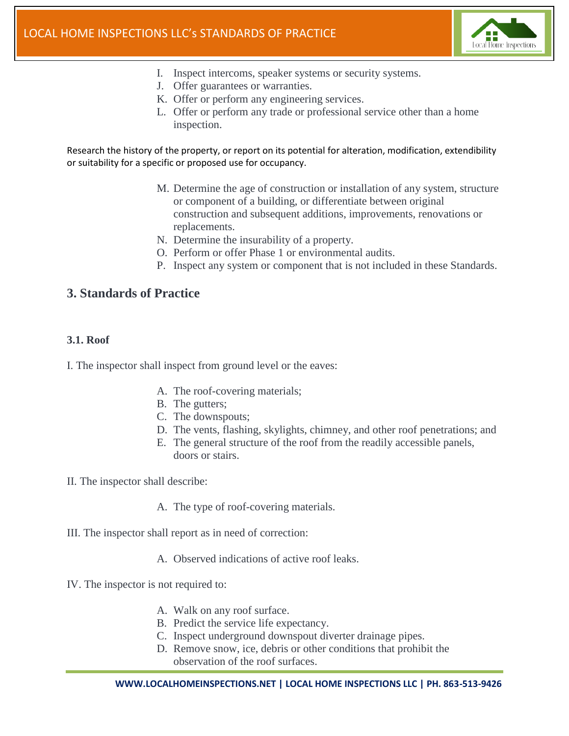I. Inspect intercoms, speaker systems or security systems.
J. Offer guarantees or warranties.
K. Offer or perform any engineering services.
L. Offer or perform any trade or professional service other than a home inspection.

Research the history of the property, or report on its potential for alteration, modification, extendibility or suitability for a specific or proposed use for occupancy.

M. Determine the age of construction or installation of any system, structure or component of a building, or differentiate between original construction and subsequent additions, improvements, renovations or replacements.
N. Determine the insurability of a property.
O. Perform or offer Phase 1 or environmental audits.
P. Inspect any system or component that is not included in these Standards.

## 3. Standards of Practice

### 3.1. Roof

I. The inspector shall inspect from ground level or the eaves:

A. The roof-covering materials;
B. The gutters;
C. The downspouts;
D. The vents, flashing, skylights, chimney, and other roof penetrations; and
E. The general structure of the roof from the readily accessible panels, doors or stairs.

II. The inspector shall describe:

A. The type of roof-covering materials.

III. The inspector shall report as in need of correction:

A. Observed indications of active roof leaks.

IV. The inspector is not required to:

A. Walk on any roof surface.
B. Predict the service life expectancy.
C. Inspect underground downspout diverter drainage pipes.
D. Remove snow, ice, debris or other conditions that prohibit the observation of the roof surfaces.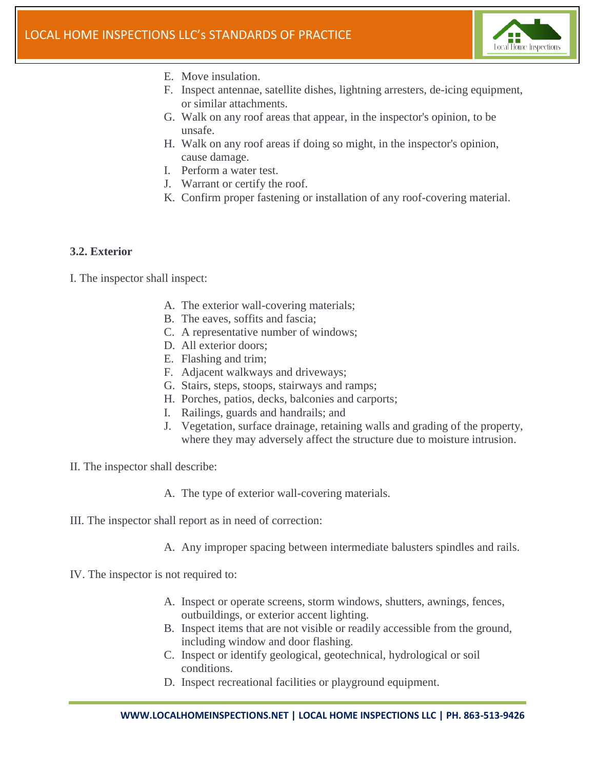E. Move insulation.
F. Inspect antennae, satellite dishes, lightning arresters, de-icing equipment, or similar attachments.
G. Walk on any roof areas that appear, in the inspector's opinion, to be unsafe.
H. Walk on any roof areas if doing so might, in the inspector's opinion, cause damage.
I. Perform a water test.
J. Warrant or certify the roof.
K. Confirm proper fastening or installation of any roof-covering material.

### 3.2. Exterior

I. The inspector shall inspect:

A. The exterior wall-covering materials;
B. The eaves, soffits and fascia;
C. A representative number of windows;
D. All exterior doors;
E. Flashing and trim;
F. Adjacent walkways and driveways;
G. Stairs, steps, stoops, stairways and ramps;
H. Porches, patios, decks, balconies and carports;
I. Railings, guards and handrails; and
J. Vegetation, surface drainage, retaining walls and grading of the property, where they may adversely affect the structure due to moisture intrusion.

II. The inspector shall describe:

A. The type of exterior wall-covering materials.

III. The inspector shall report as in need of correction:

A. Any improper spacing between intermediate balusters spindles and rails.

IV. The inspector is not required to:

A. Inspect or operate screens, storm windows, shutters, awnings, fences, outbuildings, or exterior accent lighting.
B. Inspect items that are not visible or readily accessible from the ground, including window and door flashing.
C. Inspect or identify geological, geotechnical, hydrological or soil conditions.
D. Inspect recreational facilities or playground equipment.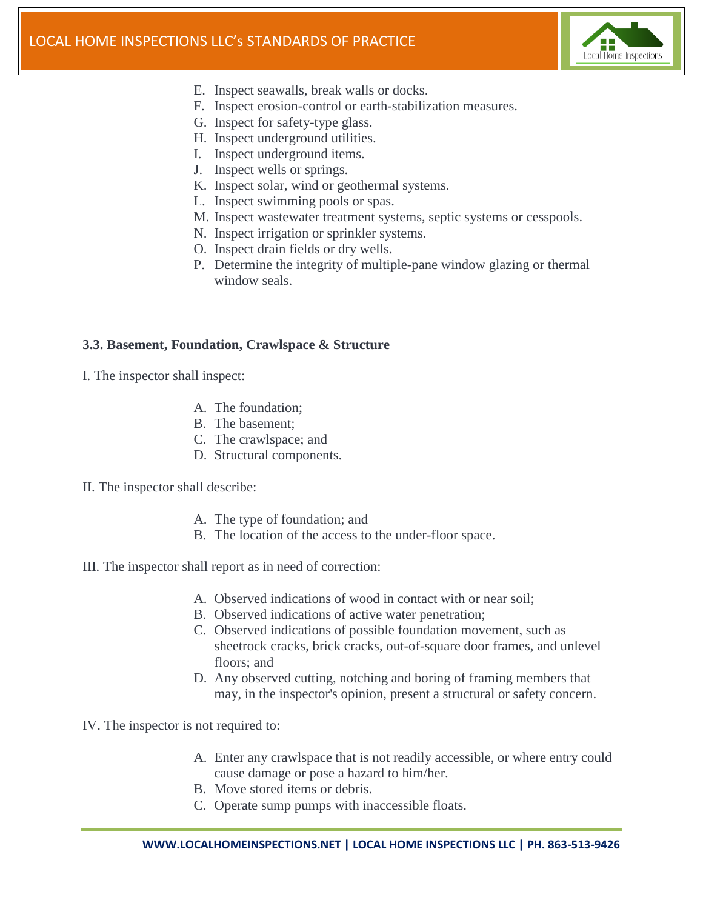E. Inspect seawalls, break walls or docks.
F. Inspect erosion-control or earth-stabilization measures.
G. Inspect for safety-type glass.
H. Inspect underground utilities.
I. Inspect underground items.
J. Inspect wells or springs.
K. Inspect solar, wind or geothermal systems.
L. Inspect swimming pools or spas.
M. Inspect wastewater treatment systems, septic systems or cesspools.
N. Inspect irrigation or sprinkler systems.
O. Inspect drain fields or dry wells.
P. Determine the integrity of multiple-pane window glazing or thermal window seals.

**3.3. Basement, Foundation, Crawlspace & Structure**

I. The inspector shall inspect:

A. The foundation;
B. The basement;
C. The crawlspace; and
D. Structural components.

II. The inspector shall describe:

A. The type of foundation; and
B. The location of the access to the under-floor space.

III. The inspector shall report as in need of correction:

A. Observed indications of wood in contact with or near soil;
B. Observed indications of active water penetration;
C. Observed indications of possible foundation movement, such as sheetrock cracks, brick cracks, out-of-square door frames, and unlevel floors; and
D. Any observed cutting, notching and boring of framing members that may, in the inspector's opinion, present a structural or safety concern.

IV. The inspector is not required to:

A. Enter any crawlspace that is not readily accessible, or where entry could cause damage or pose a hazard to him/her.
B. Move stored items or debris.
C. Operate sump pumps with inaccessible floats.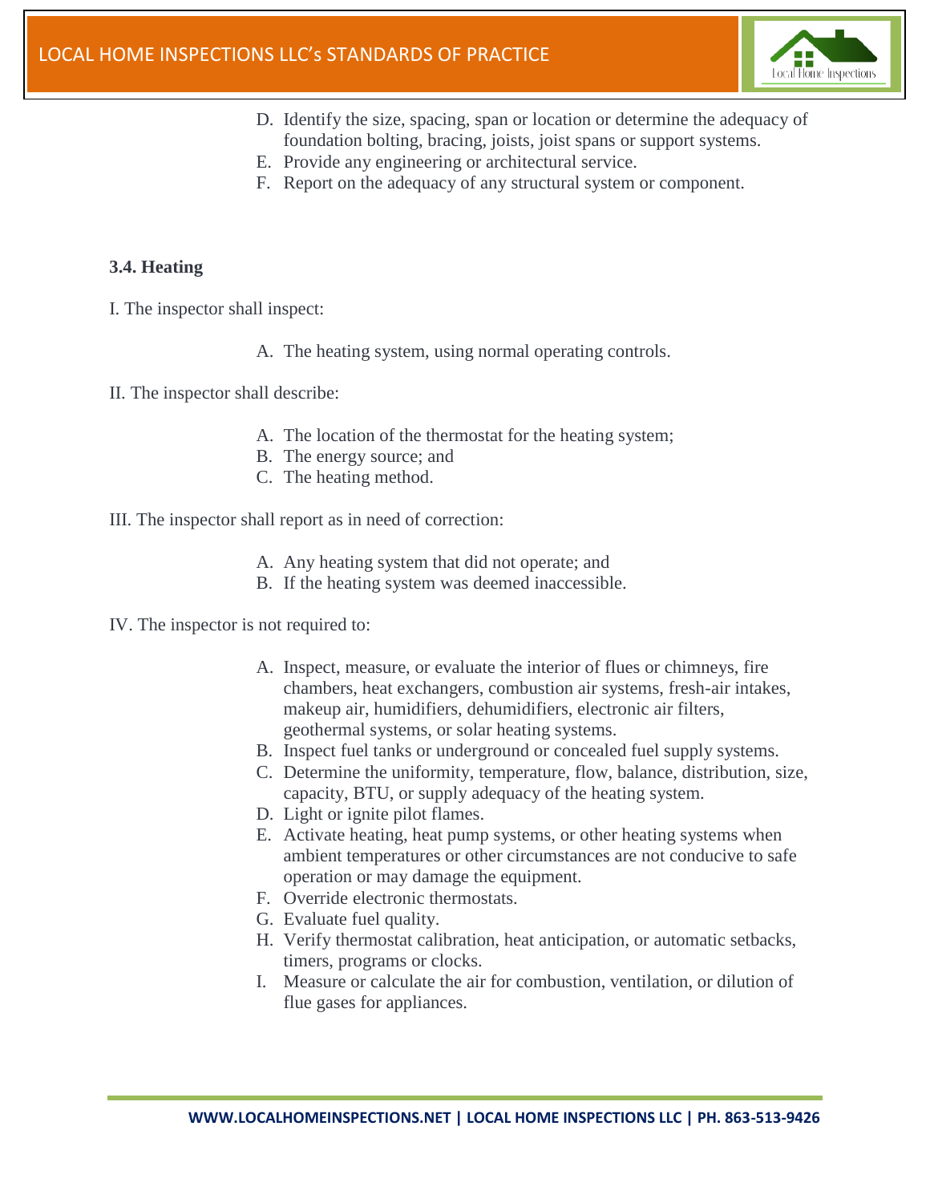D. Identify the size, spacing, span or location or determine the adequacy of foundation bolting, bracing, joists, joist spans or support systems.
E. Provide any engineering or architectural service.
F. Report on the adequacy of any structural system or component.

### 3.4. Heating

I. The inspector shall inspect:

A. The heating system, using normal operating controls.

II. The inspector shall describe:

A. The location of the thermostat for the heating system;
B. The energy source; and
C. The heating method.

III. The inspector shall report as in need of correction:

A. Any heating system that did not operate; and
B. If the heating system was deemed inaccessible.

IV. The inspector is not required to:

A. Inspect, measure, or evaluate the interior of flues or chimneys, fire chambers, heat exchangers, combustion air systems, fresh-air intakes, makeup air, humidifiers, dehumidifiers, electronic air filters, geothermal systems, or solar heating systems.
B. Inspect fuel tanks or underground or concealed fuel supply systems.
C. Determine the uniformity, temperature, flow, balance, distribution, size, capacity, BTU, or supply adequacy of the heating system.
D. Light or ignite pilot flames.
E. Activate heating, heat pump systems, or other heating systems when ambient temperatures or other circumstances are not conducive to safe operation or may damage the equipment.
F. Override electronic thermostats.
G. Evaluate fuel quality.
H. Verify thermostat calibration, heat anticipation, or automatic setbacks, timers, programs or clocks.
I. Measure or calculate the air for combustion, ventilation, or dilution of flue gases for appliances.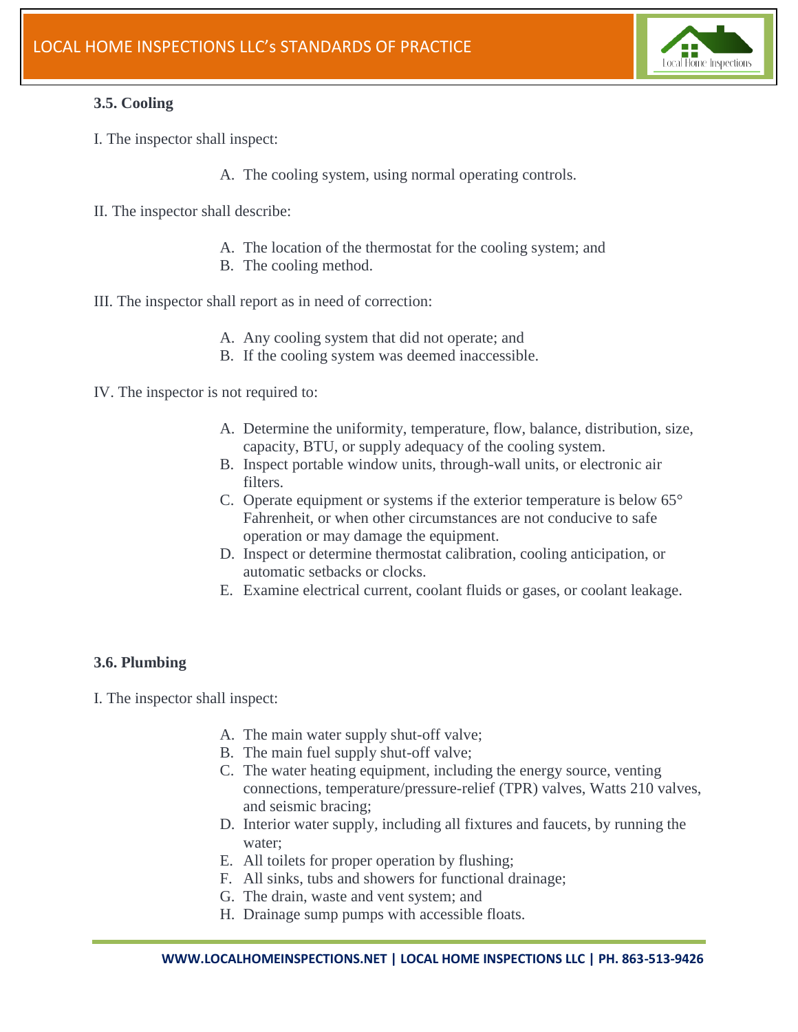### 3.5. Cooling

I. The inspector shall inspect:

A. The cooling system, using normal operating controls.

II. The inspector shall describe:

A. The location of the thermostat for the cooling system; and
B. The cooling method.

III. The inspector shall report as in need of correction:

A. Any cooling system that did not operate; and
B. If the cooling system was deemed inaccessible.

IV. The inspector is not required to:

A. Determine the uniformity, temperature, flow, balance, distribution, size, capacity, BTU, or supply adequacy of the cooling system.
B. Inspect portable window units, through-wall units, or electronic air filters.
C. Operate equipment or systems if the exterior temperature is below 65° Fahrenheit, or when other circumstances are not conducive to safe operation or may damage the equipment.
D. Inspect or determine thermostat calibration, cooling anticipation, or automatic setbacks or clocks.
E. Examine electrical current, coolant fluids or gases, or coolant leakage.

### 3.6. Plumbing

I. The inspector shall inspect:

A. The main water supply shut-off valve;
B. The main fuel supply shut-off valve;
C. The water heating equipment, including the energy source, venting connections, temperature/pressure-relief (TPR) valves, Watts 210 valves, and seismic bracing;
D. Interior water supply, including all fixtures and faucets, by running the water;
E. All toilets for proper operation by flushing;
F. All sinks, tubs and showers for functional drainage;
G. The drain, waste and vent system; and
H. Drainage sump pumps with accessible floats.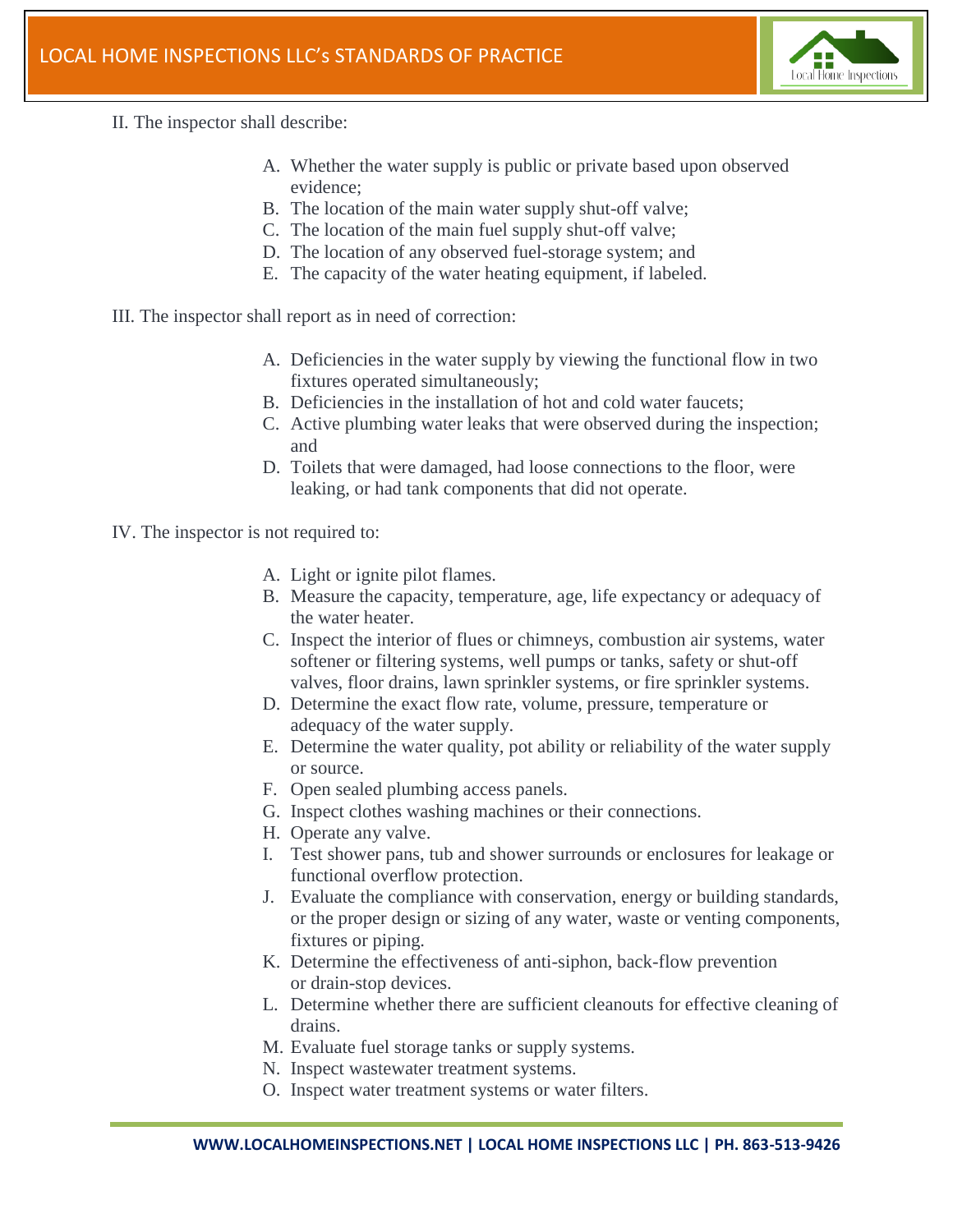II. The inspector shall describe:

A. Whether the water supply is public or private based upon observed evidence;
B. The location of the main water supply shut-off valve;
C. The location of the main fuel supply shut-off valve;
D. The location of any observed fuel-storage system; and
E. The capacity of the water heating equipment, if labeled.

III. The inspector shall report as in need of correction:

A. Deficiencies in the water supply by viewing the functional flow in two fixtures operated simultaneously;
B. Deficiencies in the installation of hot and cold water faucets;
C. Active plumbing water leaks that were observed during the inspection; and
D. Toilets that were damaged, had loose connections to the floor, were leaking, or had tank components that did not operate.

IV. The inspector is not required to:

A. Light or ignite pilot flames.
B. Measure the capacity, temperature, age, life expectancy or adequacy of the water heater.
C. Inspect the interior of flues or chimneys, combustion air systems, water softener or filtering systems, well pumps or tanks, safety or shut-off valves, floor drains, lawn sprinkler systems, or fire sprinkler systems.
D. Determine the exact flow rate, volume, pressure, temperature or adequacy of the water supply.
E. Determine the water quality, pot ability or reliability of the water supply or source.
F. Open sealed plumbing access panels.
G. Inspect clothes washing machines or their connections.
H. Operate any valve.
I. Test shower pans, tub and shower surrounds or enclosures for leakage or functional overflow protection.
J. Evaluate the compliance with conservation, energy or building standards, or the proper design or sizing of any water, waste or venting components, fixtures or piping.
K. Determine the effectiveness of anti-siphon, back-flow prevention or drain-stop devices.
L. Determine whether there are sufficient cleanouts for effective cleaning of drains.
M. Evaluate fuel storage tanks or supply systems.
N. Inspect wastewater treatment systems.
O. Inspect water treatment systems or water filters.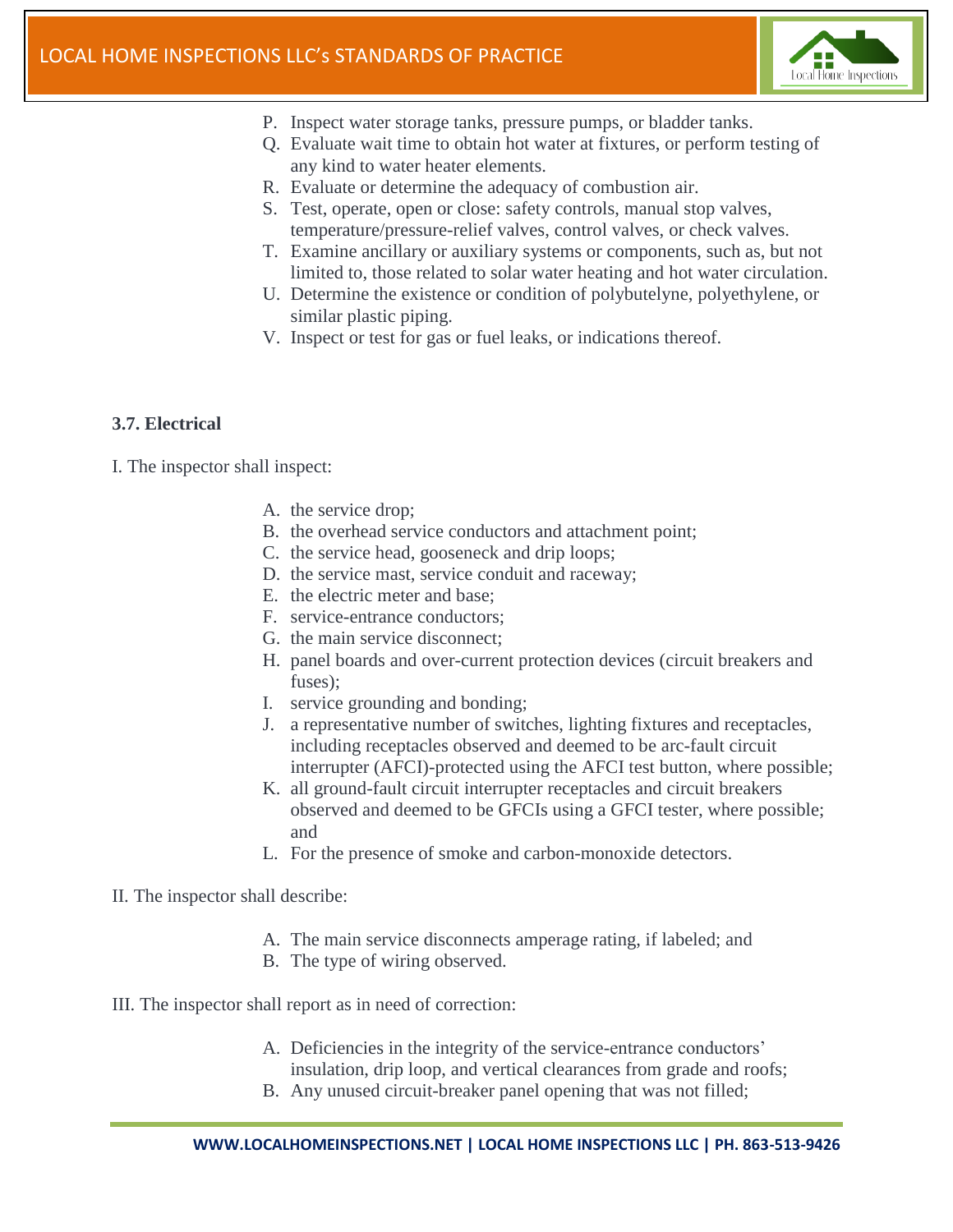P. Inspect water storage tanks, pressure pumps, or bladder tanks.
Q. Evaluate wait time to obtain hot water at fixtures, or perform testing of any kind to water heater elements.
R. Evaluate or determine the adequacy of combustion air.
S. Test, operate, open or close: safety controls, manual stop valves, temperature/pressure-relief valves, control valves, or check valves.
T. Examine ancillary or auxiliary systems or components, such as, but not limited to, those related to solar water heating and hot water circulation.
U. Determine the existence or condition of polybutelyne, polyethylene, or similar plastic piping.
V. Inspect or test for gas or fuel leaks, or indications thereof.

### 3.7. Electrical

I. The inspector shall inspect:

A. the service drop;
B. the overhead service conductors and attachment point;
C. the service head, gooseneck and drip loops;
D. the service mast, service conduit and raceway;
E. the electric meter and base;
F. service-entrance conductors;
G. the main service disconnect;
H. panel boards and over-current protection devices (circuit breakers and fuses);
I. service grounding and bonding;
J. a representative number of switches, lighting fixtures and receptacles, including receptacles observed and deemed to be arc-fault circuit interrupter (AFCI)-protected using the AFCI test button, where possible;
K. all ground-fault circuit interrupter receptacles and circuit breakers observed and deemed to be GFCIs using a GFCI tester, where possible; and
L. For the presence of smoke and carbon-monoxide detectors.

II. The inspector shall describe:

A. The main service disconnects amperage rating, if labeled; and
B. The type of wiring observed.

III. The inspector shall report as in need of correction:

A. Deficiencies in the integrity of the service-entrance conductors' insulation, drip loop, and vertical clearances from grade and roofs;
B. Any unused circuit-breaker panel opening that was not filled;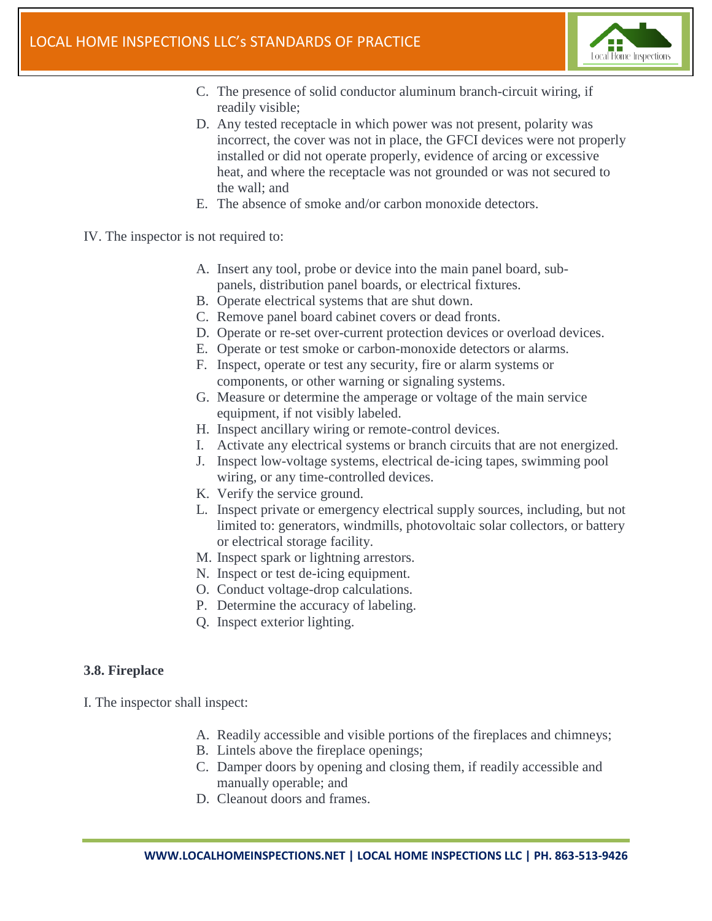C. The presence of solid conductor aluminum branch-circuit wiring, if readily visible;
D. Any tested receptacle in which power was not present, polarity was incorrect, the cover was not in place, the GFCI devices were not properly installed or did not operate properly, evidence of arcing or excessive heat, and where the receptacle was not grounded or was not secured to the wall; and
E. The absence of smoke and/or carbon monoxide detectors.

IV. The inspector is not required to:

A. Insert any tool, probe or device into the main panel board, sub-panels, distribution panel boards, or electrical fixtures.
B. Operate electrical systems that are shut down.
C. Remove panel board cabinet covers or dead fronts.
D. Operate or re-set over-current protection devices or overload devices.
E. Operate or test smoke or carbon-monoxide detectors or alarms.
F. Inspect, operate or test any security, fire or alarm systems or components, or other warning or signaling systems.
G. Measure or determine the amperage or voltage of the main service equipment, if not visibly labeled.
H. Inspect ancillary wiring or remote-control devices.
I. Activate any electrical systems or branch circuits that are not energized.
J. Inspect low-voltage systems, electrical de-icing tapes, swimming pool wiring, or any time-controlled devices.
K. Verify the service ground.
L. Inspect private or emergency electrical supply sources, including, but not limited to: generators, windmills, photovoltaic solar collectors, or battery or electrical storage facility.
M. Inspect spark or lightning arrestors.
N. Inspect or test de-icing equipment.
O. Conduct voltage-drop calculations.
P. Determine the accuracy of labeling.
Q. Inspect exterior lighting.

**3.8. Fireplace**

I. The inspector shall inspect:

A. Readily accessible and visible portions of the fireplaces and chimneys;
B. Lintels above the fireplace openings;
C. Damper doors by opening and closing them, if readily accessible and manually operable; and
D. Cleanout doors and frames.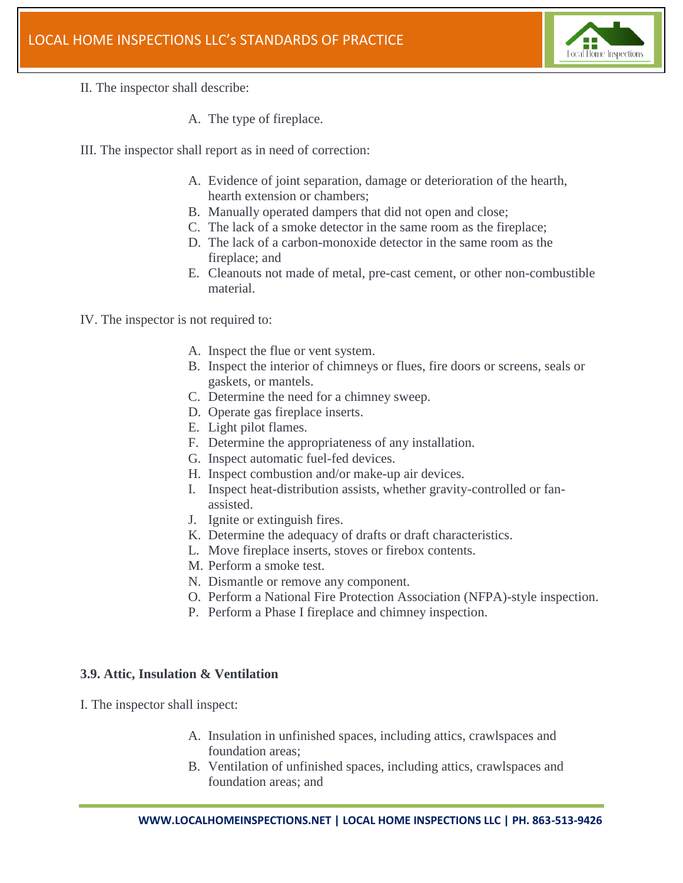II. The inspector shall describe:

A. The type of fireplace.

III. The inspector shall report as in need of correction:

A. Evidence of joint separation, damage or deterioration of the hearth, hearth extension or chambers;
B. Manually operated dampers that did not open and close;
C. The lack of a smoke detector in the same room as the fireplace;
D. The lack of a carbon-monoxide detector in the same room as the fireplace; and
E. Cleanouts not made of metal, pre-cast cement, or other non-combustible material.

IV. The inspector is not required to:

A. Inspect the flue or vent system.
B. Inspect the interior of chimneys or flues, fire doors or screens, seals or gaskets, or mantels.
C. Determine the need for a chimney sweep.
D. Operate gas fireplace inserts.
E. Light pilot flames.
F. Determine the appropriateness of any installation.
G. Inspect automatic fuel-fed devices.
H. Inspect combustion and/or make-up air devices.
I. Inspect heat-distribution assists, whether gravity-controlled or fan-assisted.
J. Ignite or extinguish fires.
K. Determine the adequacy of drafts or draft characteristics.
L. Move fireplace inserts, stoves or firebox contents.
M. Perform a smoke test.
N. Dismantle or remove any component.
O. Perform a National Fire Protection Association (NFPA)-style inspection.
P. Perform a Phase I fireplace and chimney inspection.

### 3.9. Attic, Insulation & Ventilation

I. The inspector shall inspect:

A. Insulation in unfinished spaces, including attics, crawlspaces and foundation areas;
B. Ventilation of unfinished spaces, including attics, crawlspaces and foundation areas; and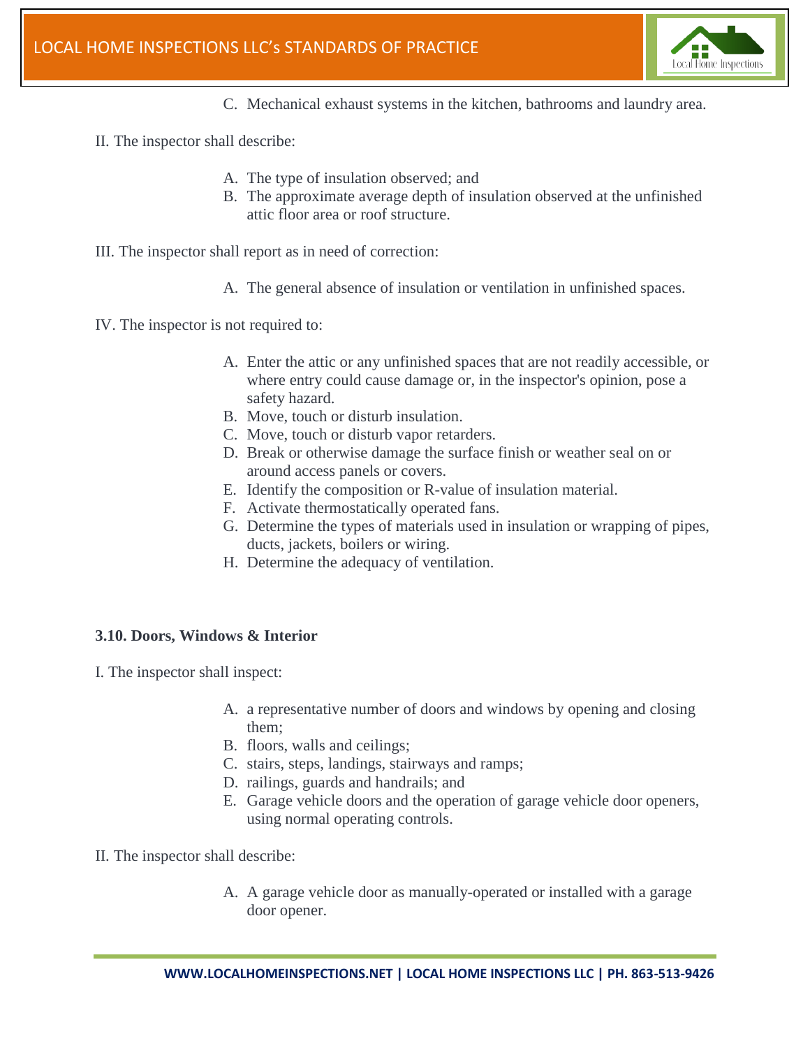C. Mechanical exhaust systems in the kitchen, bathrooms and laundry area.

II. The inspector shall describe:

A. The type of insulation observed; and
B. The approximate average depth of insulation observed at the unfinished attic floor area or roof structure.

III. The inspector shall report as in need of correction:

A. The general absence of insulation or ventilation in unfinished spaces.

IV. The inspector is not required to:

A. Enter the attic or any unfinished spaces that are not readily accessible, or where entry could cause damage or, in the inspector's opinion, pose a safety hazard.
B. Move, touch or disturb insulation.
C. Move, touch or disturb vapor retarders.
D. Break or otherwise damage the surface finish or weather seal on or around access panels or covers.
E. Identify the composition or R-value of insulation material.
F. Activate thermostatically operated fans.
G. Determine the types of materials used in insulation or wrapping of pipes, ducts, jackets, boilers or wiring.
H. Determine the adequacy of ventilation.

**3.10. Doors, Windows & Interior**

I. The inspector shall inspect:

A. a representative number of doors and windows by opening and closing them;
B. floors, walls and ceilings;
C. stairs, steps, landings, stairways and ramps;
D. railings, guards and handrails; and
E. Garage vehicle doors and the operation of garage vehicle door openers, using normal operating controls.

II. The inspector shall describe:

A. A garage vehicle door as manually-operated or installed with a garage door opener.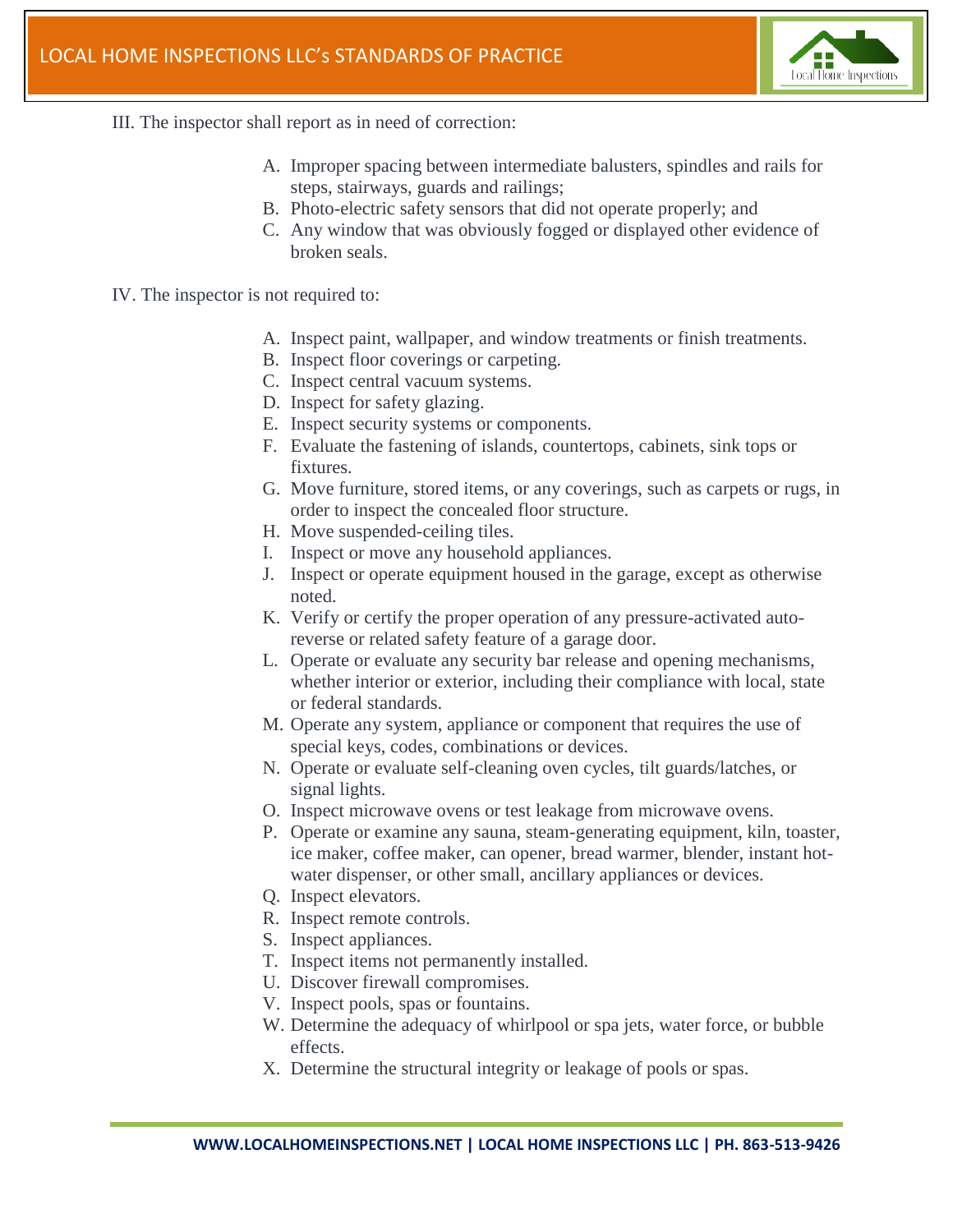III. The inspector shall report as in need of correction:

A. Improper spacing between intermediate balusters, spindles and rails for steps, stairways, guards and railings;
B. Photo-electric safety sensors that did not operate properly; and
C. Any window that was obviously fogged or displayed other evidence of broken seals.

IV. The inspector is not required to:

A. Inspect paint, wallpaper, and window treatments or finish treatments.
B. Inspect floor coverings or carpeting.
C. Inspect central vacuum systems.
D. Inspect for safety glazing.
E. Inspect security systems or components.
F. Evaluate the fastening of islands, countertops, cabinets, sink tops or fixtures.
G. Move furniture, stored items, or any coverings, such as carpets or rugs, in order to inspect the concealed floor structure.
H. Move suspended-ceiling tiles.
I. Inspect or move any household appliances.
J. Inspect or operate equipment housed in the garage, except as otherwise noted.
K. Verify or certify the proper operation of any pressure-activated auto-reverse or related safety feature of a garage door.
L. Operate or evaluate any security bar release and opening mechanisms, whether interior or exterior, including their compliance with local, state or federal standards.
M. Operate any system, appliance or component that requires the use of special keys, codes, combinations or devices.
N. Operate or evaluate self-cleaning oven cycles, tilt guards/latches, or signal lights.
O. Inspect microwave ovens or test leakage from microwave ovens.
P. Operate or examine any sauna, steam-generating equipment, kiln, toaster, ice maker, coffee maker, can opener, bread warmer, blender, instant hot-water dispenser, or other small, ancillary appliances or devices.
Q. Inspect elevators.
R. Inspect remote controls.
S. Inspect appliances.
T. Inspect items not permanently installed.
U. Discover firewall compromises.
V. Inspect pools, spas or fountains.
W. Determine the adequacy of whirlpool or spa jets, water force, or bubble effects.
X. Determine the structural integrity or leakage of pools or spas.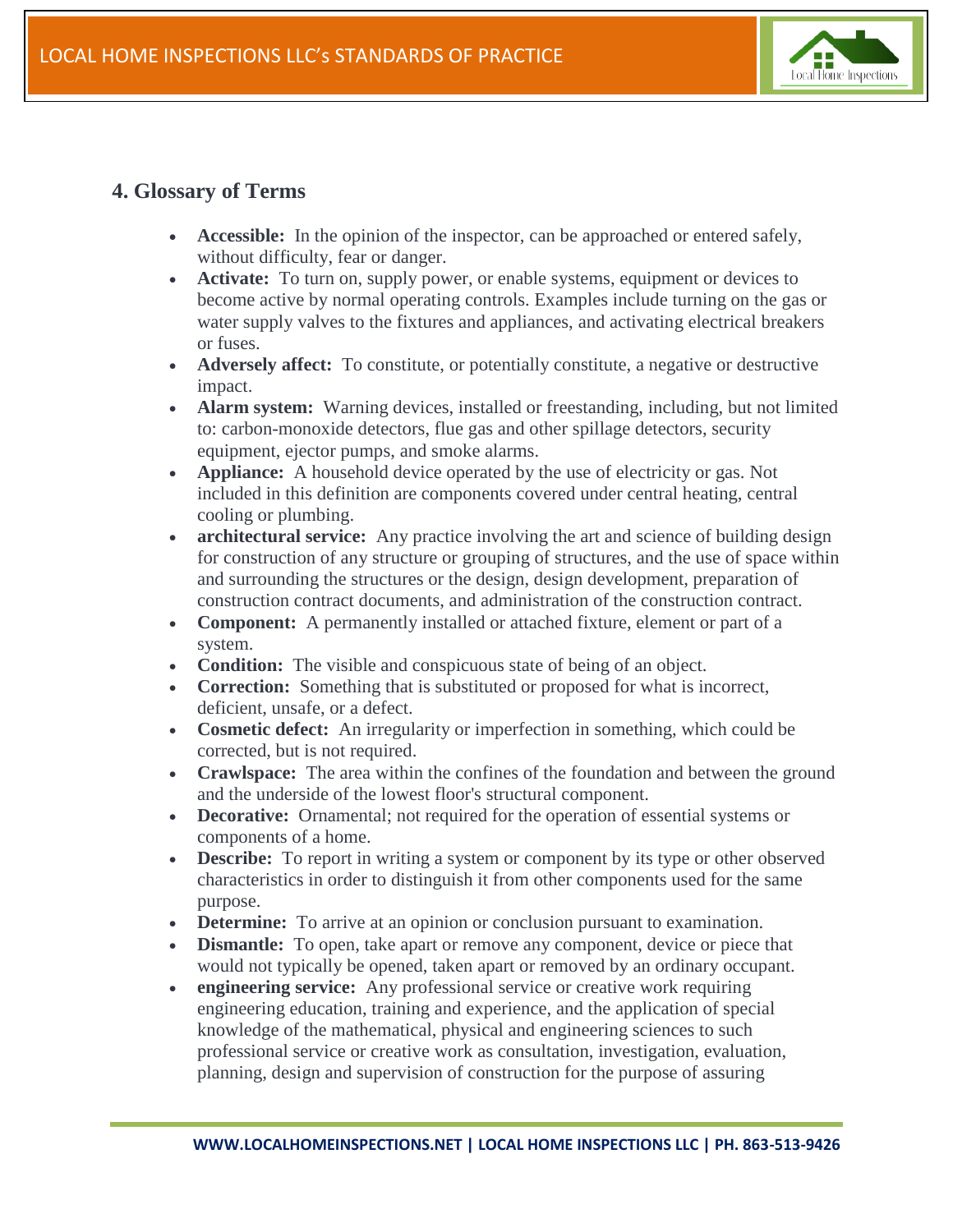## 4. Glossary of Terms

- **Accessible:** In the opinion of the inspector, can be approached or entered safely, without difficulty, fear or danger.
- **Activate:** To turn on, supply power, or enable systems, equipment or devices to become active by normal operating controls. Examples include turning on the gas or water supply valves to the fixtures and appliances, and activating electrical breakers or fuses.
- **Adversely affect:** To constitute, or potentially constitute, a negative or destructive impact.
- **Alarm system:** Warning devices, installed or freestanding, including, but not limited to: carbon-monoxide detectors, flue gas and other spillage detectors, security equipment, ejector pumps, and smoke alarms.
- **Appliance:** A household device operated by the use of electricity or gas. Not included in this definition are components covered under central heating, central cooling or plumbing.
- **architectural service:** Any practice involving the art and science of building design for construction of any structure or grouping of structures, and the use of space within and surrounding the structures or the design, design development, preparation of construction contract documents, and administration of the construction contract.
- **Component:** A permanently installed or attached fixture, element or part of a system.
- **Condition:** The visible and conspicuous state of being of an object.
- **Correction:** Something that is substituted or proposed for what is incorrect, deficient, unsafe, or a defect.
- **Cosmetic defect:** An irregularity or imperfection in something, which could be corrected, but is not required.
- **Crawlspace:** The area within the confines of the foundation and between the ground and the underside of the lowest floor's structural component.
- **Decorative:** Ornamental; not required for the operation of essential systems or components of a home.
- **Describe:** To report in writing a system or component by its type or other observed characteristics in order to distinguish it from other components used for the same purpose.
- **Determine:** To arrive at an opinion or conclusion pursuant to examination.
- **Dismantle:** To open, take apart or remove any component, device or piece that would not typically be opened, taken apart or removed by an ordinary occupant.
- **engineering service:** Any professional service or creative work requiring engineering education, training and experience, and the application of special knowledge of the mathematical, physical and engineering sciences to such professional service or creative work as consultation, investigation, evaluation, planning, design and supervision of construction for the purpose of assuring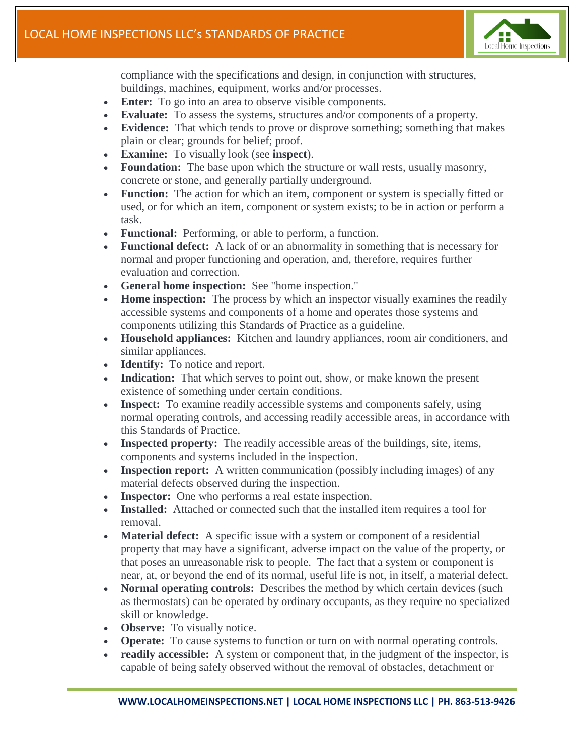compliance with the specifications and design, in conjunction with structures, buildings, machines, equipment, works and/or processes.

- **Enter:** To go into an area to observe visible components.
- **Evaluate:** To assess the systems, structures and/or components of a property.
- **Evidence:** That which tends to prove or disprove something; something that makes plain or clear; grounds for belief; proof.
- **Examine:** To visually look (see **inspect**).
- **Foundation:** The base upon which the structure or wall rests, usually masonry, concrete or stone, and generally partially underground.
- **Function:** The action for which an item, component or system is specially fitted or used, or for which an item, component or system exists; to be in action or perform a task.
- **Functional:** Performing, or able to perform, a function.
- **Functional defect:** A lack of or an abnormality in something that is necessary for normal and proper functioning and operation, and, therefore, requires further evaluation and correction.
- **General home inspection:** See "home inspection."
- **Home inspection:** The process by which an inspector visually examines the readily accessible systems and components of a home and operates those systems and components utilizing this Standards of Practice as a guideline.
- **Household appliances:** Kitchen and laundry appliances, room air conditioners, and similar appliances.
- **Identify:** To notice and report.
- **Indication:** That which serves to point out, show, or make known the present existence of something under certain conditions.
- **Inspect:** To examine readily accessible systems and components safely, using normal operating controls, and accessing readily accessible areas, in accordance with this Standards of Practice.
- **Inspected property:** The readily accessible areas of the buildings, site, items, components and systems included in the inspection.
- **Inspection report:** A written communication (possibly including images) of any material defects observed during the inspection.
- **Inspector:** One who performs a real estate inspection.
- **Installed:** Attached or connected such that the installed item requires a tool for removal.
- **Material defect:** A specific issue with a system or component of a residential property that may have a significant, adverse impact on the value of the property, or that poses an unreasonable risk to people. The fact that a system or component is near, at, or beyond the end of its normal, useful life is not, in itself, a material defect.
- **Normal operating controls:** Describes the method by which certain devices (such as thermostats) can be operated by ordinary occupants, as they require no specialized skill or knowledge.
- **Observe:** To visually notice.
- **Operate:** To cause systems to function or turn on with normal operating controls.
- **readily accessible:** A system or component that, in the judgment of the inspector, is capable of being safely observed without the removal of obstacles, detachment or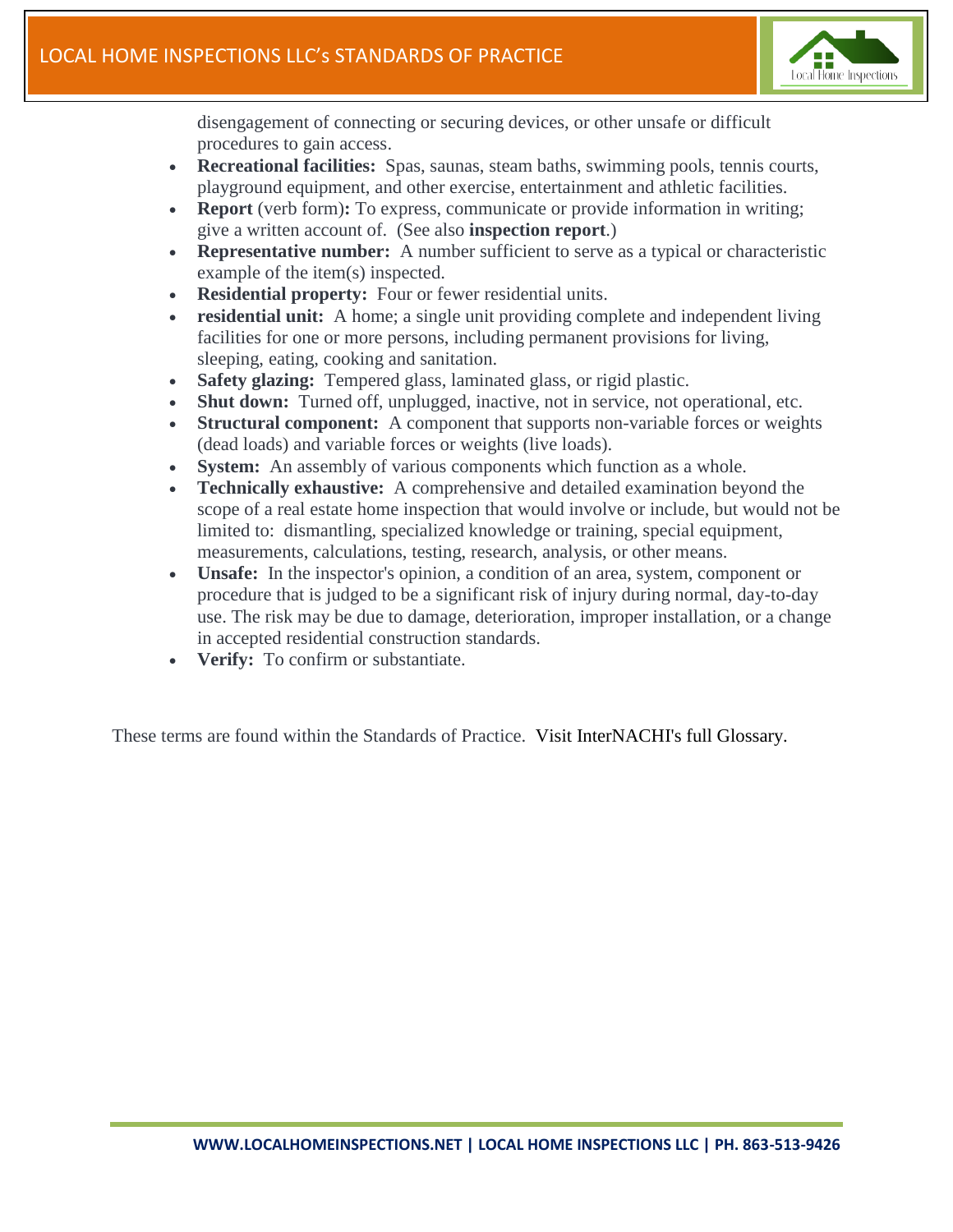disengagement of connecting or securing devices, or other unsafe or difficult procedures to gain access.

- **Recreational facilities:** Spas, saunas, steam baths, swimming pools, tennis courts, playground equipment, and other exercise, entertainment and athletic facilities.
- **Report** (verb form)**:** To express, communicate or provide information in writing; give a written account of. (See also **inspection report**.)
- **Representative number:** A number sufficient to serve as a typical or characteristic example of the item(s) inspected.
- **Residential property:** Four or fewer residential units.
- **residential unit:** A home; a single unit providing complete and independent living facilities for one or more persons, including permanent provisions for living, sleeping, eating, cooking and sanitation.
- **Safety glazing:** Tempered glass, laminated glass, or rigid plastic.
- **Shut down:** Turned off, unplugged, inactive, not in service, not operational, etc.
- **Structural component:** A component that supports non-variable forces or weights (dead loads) and variable forces or weights (live loads).
- **System:** An assembly of various components which function as a whole.
- **Technically exhaustive:** A comprehensive and detailed examination beyond the scope of a real estate home inspection that would involve or include, but would not be limited to: dismantling, specialized knowledge or training, special equipment, measurements, calculations, testing, research, analysis, or other means.
- **Unsafe:** In the inspector's opinion, a condition of an area, system, component or procedure that is judged to be a significant risk of injury during normal, day-to-day use. The risk may be due to damage, deterioration, improper installation, or a change in accepted residential construction standards.
- **Verify:** To confirm or substantiate.

These terms are found within the Standards of Practice. Visit InterNACHI's full Glossary.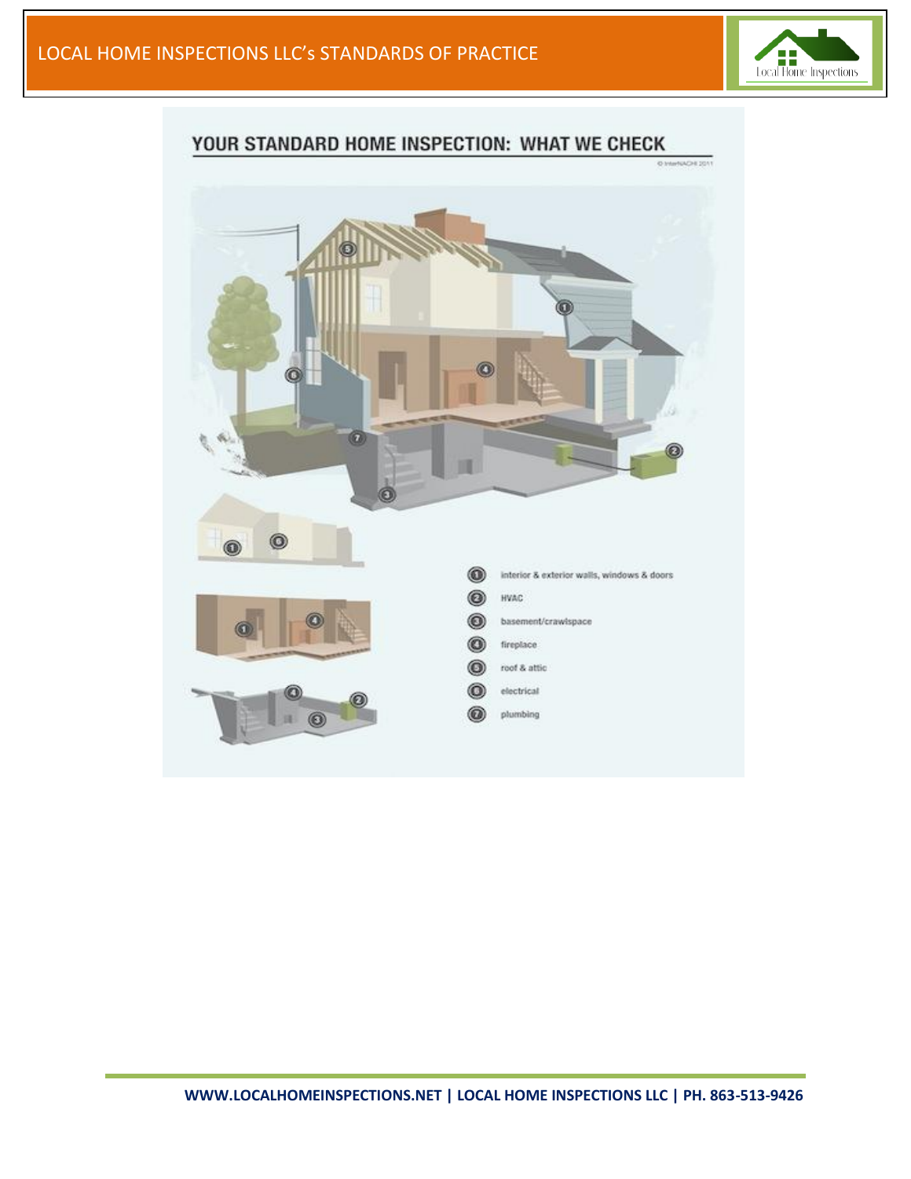## YOUR STANDARD HOME INSPECTION: WHAT WE CHECK

© InterNACHI 2011

1. interior & exterior walls, windows & doors
2. HVAC
3. basement/crawlspace
4. fireplace
5. roof & attic
6. electrical
7. plumbing